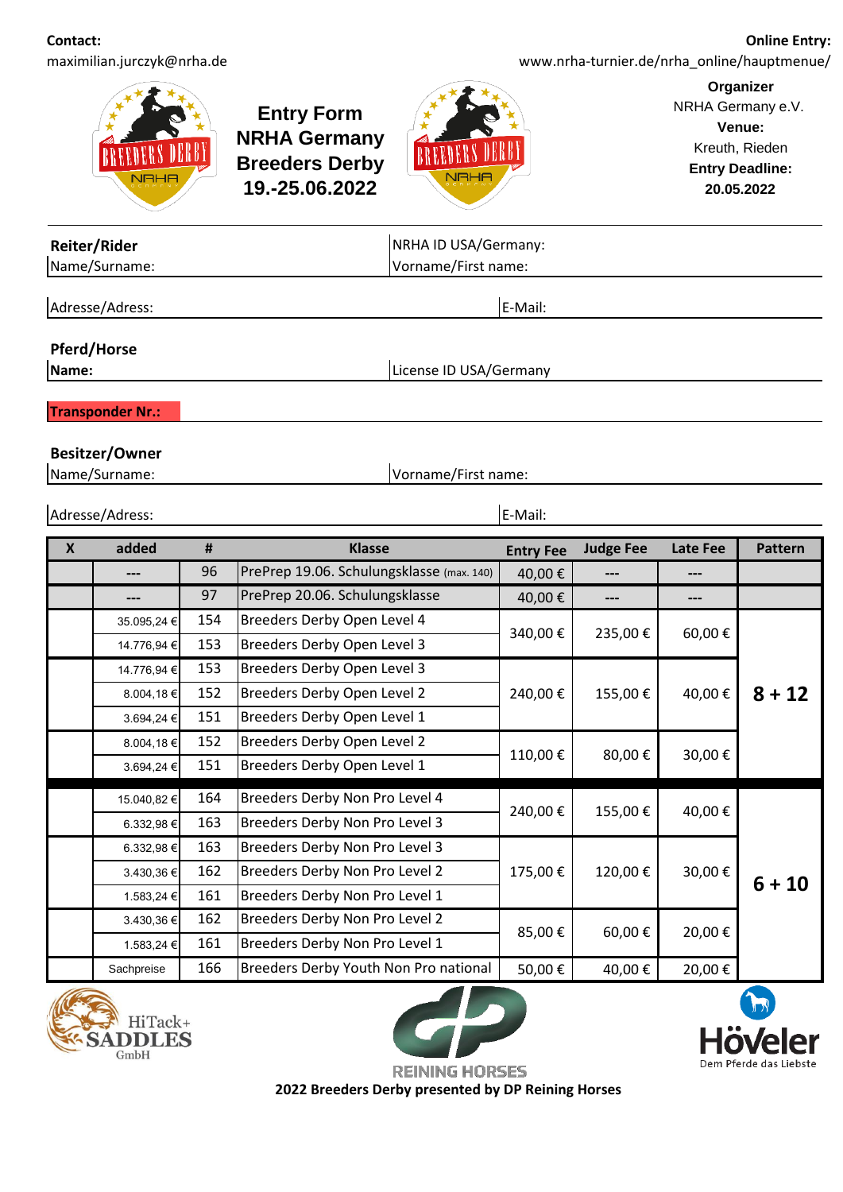**Contact:**
maximilian.jurczyk@nrha.de

**Online Entry:**
www.nrha-turnier.de/nrha_online/hauptmenue/

# Entry Form NRHA Germany Breeders Derby 19.-25.06.2022

**Organizer**
NRHA Germany e.V.
**Venue:**
Kreuth, Rieden
**Entry Deadline:**
**20.05.2022**

**Reiter/Rider**

Name/Surname: | NRHA ID USA/Germany: Vorname/First name:

Adresse/Adress: | E-Mail:

**Pferd/Horse**

**Name:** | License ID USA/Germany

**Transponder Nr.:**

**Besitzer/Owner**

Name/Surname: | Vorname/First name:

Adresse/Adress: | E-Mail:

| X | added | # | Klasse | Entry Fee | Judge Fee | Late Fee | Pattern |
|---|---|---|---|---|---|---|---|
| | --- | 96 | PrePrep 19.06. Schulungsklasse (max. 140) | 40,00 € | --- | --- | |
| | --- | 97 | PrePrep 20.06. Schulungsklasse | 40,00 € | --- | --- | |
| | 35.095,24 € | 154 | Breeders Derby Open Level 4 | 340,00 € | 235,00 € | 60,00 € | 8 + 12 |
| | 14.776,94 € | 153 | Breeders Derby Open Level 3 | | | | |
| | 14.776,94 € | 153 | Breeders Derby Open Level 3 | 240,00 € | 155,00 € | 40,00 € | |
| | 8.004,18 € | 152 | Breeders Derby Open Level 2 | | | | |
| | 3.694,24 € | 151 | Breeders Derby Open Level 1 | | | | |
| | 8.004,18 € | 152 | Breeders Derby Open Level 2 | 110,00 € | 80,00 € | 30,00 € | |
| | 3.694,24 € | 151 | Breeders Derby Open Level 1 | | | | |
| | 15.040,82 € | 164 | Breeders Derby Non Pro Level 4 | 240,00 € | 155,00 € | 40,00 € | 6 + 10 |
| | 6.332,98 € | 163 | Breeders Derby Non Pro Level 3 | | | | |
| | 6.332,98 € | 163 | Breeders Derby Non Pro Level 3 | 175,00 € | 120,00 € | 30,00 € | |
| | 3.430,36 € | 162 | Breeders Derby Non Pro Level 2 | | | | |
| | 1.583,24 € | 161 | Breeders Derby Non Pro Level 1 | | | | |
| | 3.430,36 € | 162 | Breeders Derby Non Pro Level 2 | 85,00 € | 60,00 € | 20,00 € | |
| | 1.583,24 € | 161 | Breeders Derby Non Pro Level 1 | | | | |
| | Sachpreise | 166 | Breeders Derby Youth Non Pro national | 50,00 € | 40,00 € | 20,00 € | |

HiTack+ SADDLES GmbH | REINING HORSES | Höveler Dem Pferde das Liebste

**2022 Breeders Derby presented by DP Reining Horses**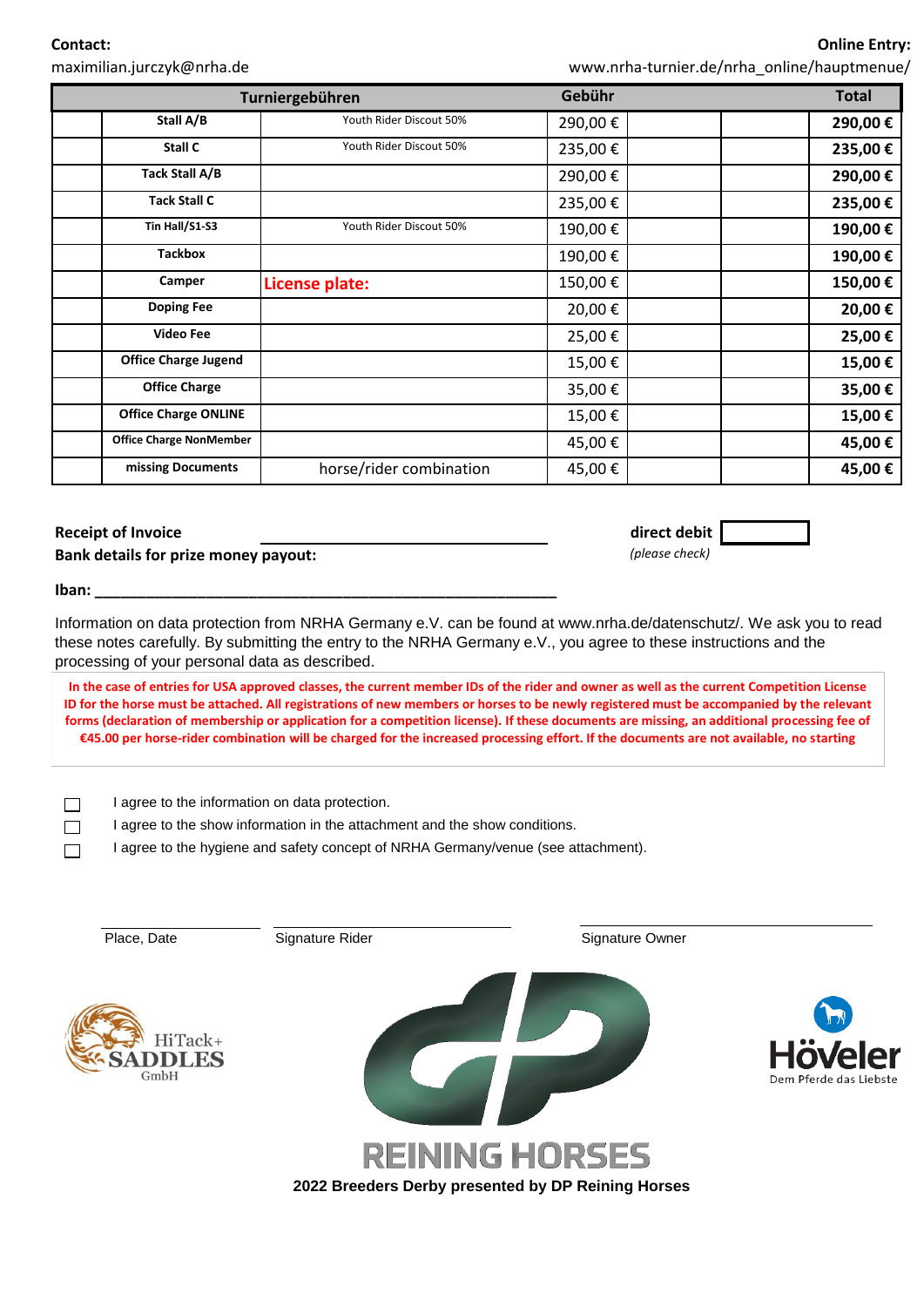**Contact:**
maximilian.jurczyk@nrha.de

**Online Entry:**
www.nrha-turnier.de/nrha_online/hauptmenue/

| | Turniergebühren | | Gebühr | | | Total |
|---|---|---|---|---|---|---|
| | **Stall A/B** | Youth Rider Discout 50% | 290,00 € | | | **290,00 €** |
| | **Stall C** | Youth Rider Discout 50% | 235,00 € | | | **235,00 €** |
| | **Tack Stall A/B** | | 290,00 € | | | **290,00 €** |
| | **Tack Stall C** | | 235,00 € | | | **235,00 €** |
| | **Tin Hall/S1-S3** | Youth Rider Discout 50% | 190,00 € | | | **190,00 €** |
| | **Tackbox** | | 190,00 € | | | **190,00 €** |
| | **Camper** | **License plate:** | 150,00 € | | | **150,00 €** |
| | **Doping Fee** | | 20,00 € | | | **20,00 €** |
| | **Video Fee** | | 25,00 € | | | **25,00 €** |
| | **Office Charge Jugend** | | 15,00 € | | | **15,00 €** |
| | **Office Charge** | | 35,00 € | | | **35,00 €** |
| | **Office Charge ONLINE** | | 15,00 € | | | **15,00 €** |
| | **Office Charge NonMember** | | 45,00 € | | | **45,00 €** |
| | **missing Documents** | horse/rider combination | 45,00 € | | | **45,00 €** |

**Receipt of Invoice** ______________________ **direct debit** ☐

**Bank details for prize money payout:** *(please check)*

**Iban:** ____________________________________________

Information on data protection from NRHA Germany e.V. can be found at www.nrha.de/datenschutz/. We ask you to read these notes carefully. By submitting the entry to the NRHA Germany e.V., you agree to these instructions and the processing of your personal data as described.

**In the case of entries for USA approved classes, the current member IDs of the rider and owner as well as the current Competition License ID for the horse must be attached. All registrations of new members or horses to be newly registered must be accompanied by the relevant forms (declaration of membership or application for a competition license). If these documents are missing, an additional processing fee of €45.00 per horse-rider combination will be charged for the increased processing effort. If the documents are not available, no starting**

- ☐ I agree to the information on data protection.
- ☐ I agree to the show information in the attachment and the show conditions.
- ☐ I agree to the hygiene and safety concept of NRHA Germany/venue (see attachment).

Place, Date ______________ Signature Rider ______________ Signature Owner ______________

HiTack+ SADDLES GmbH

REINING HORSES

Höveler – Dem Pferde das Liebste

**2022 Breeders Derby presented by DP Reining Horses**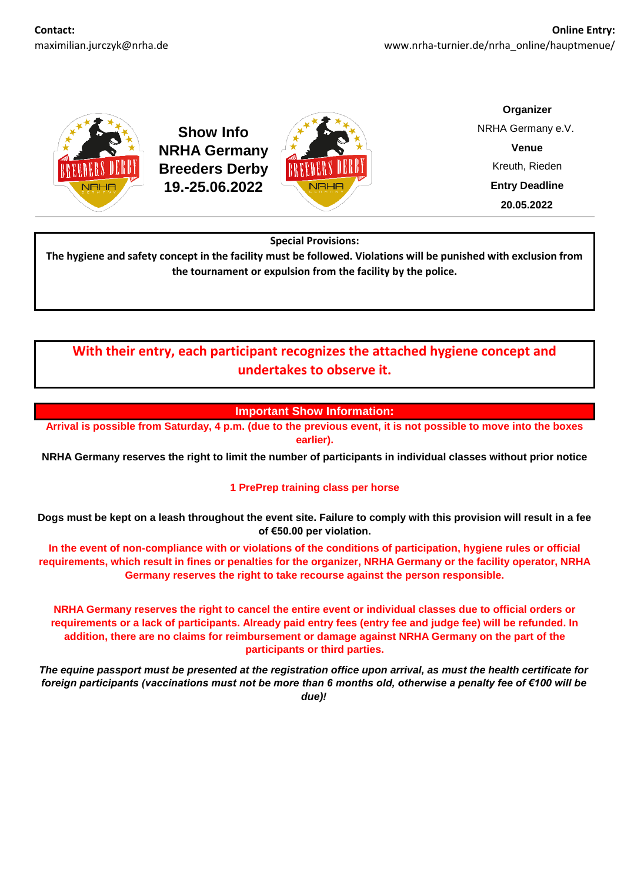**Contact:**
maximilian.jurczyk@nrha.de

**Online Entry:**
www.nrha-turnier.de/nrha_online/hauptmenue/

# Show Info NRHA Germany Breeders Derby 19.-25.06.2022

**Organizer**
NRHA Germany e.V.

**Venue**
Kreuth, Rieden

**Entry Deadline**
**20.05.2022**

---

**Special Provisions:**

**The hygiene and safety concept in the facility must be followed. Violations will be punished with exclusion from the tournament or expulsion from the facility by the police.**

**With their entry, each participant recognizes the attached hygiene concept and undertakes to observe it.**

## Important Show Information:

**Arrival is possible from Saturday, 4 p.m. (due to the previous event, it is not possible to move into the boxes earlier).**

**NRHA Germany reserves the right to limit the number of participants in individual classes without prior notice**

**1 PrePrep training class per horse**

**Dogs must be kept on a leash throughout the event site. Failure to comply with this provision will result in a fee of €50.00 per violation.**

**In the event of non-compliance with or violations of the conditions of participation, hygiene rules or official requirements, which result in fines or penalties for the organizer, NRHA Germany or the facility operator, NRHA Germany reserves the right to take recourse against the person responsible.**

**NRHA Germany reserves the right to cancel the entire event or individual classes due to official orders or requirements or a lack of participants. Already paid entry fees (entry fee and judge fee) will be refunded. In addition, there are no claims for reimbursement or damage against NRHA Germany on the part of the participants or third parties.**

***The equine passport must be presented at the registration office upon arrival, as must the health certificate for foreign participants (vaccinations must not be more than 6 months old, otherwise a penalty fee of €100 will be due)!***